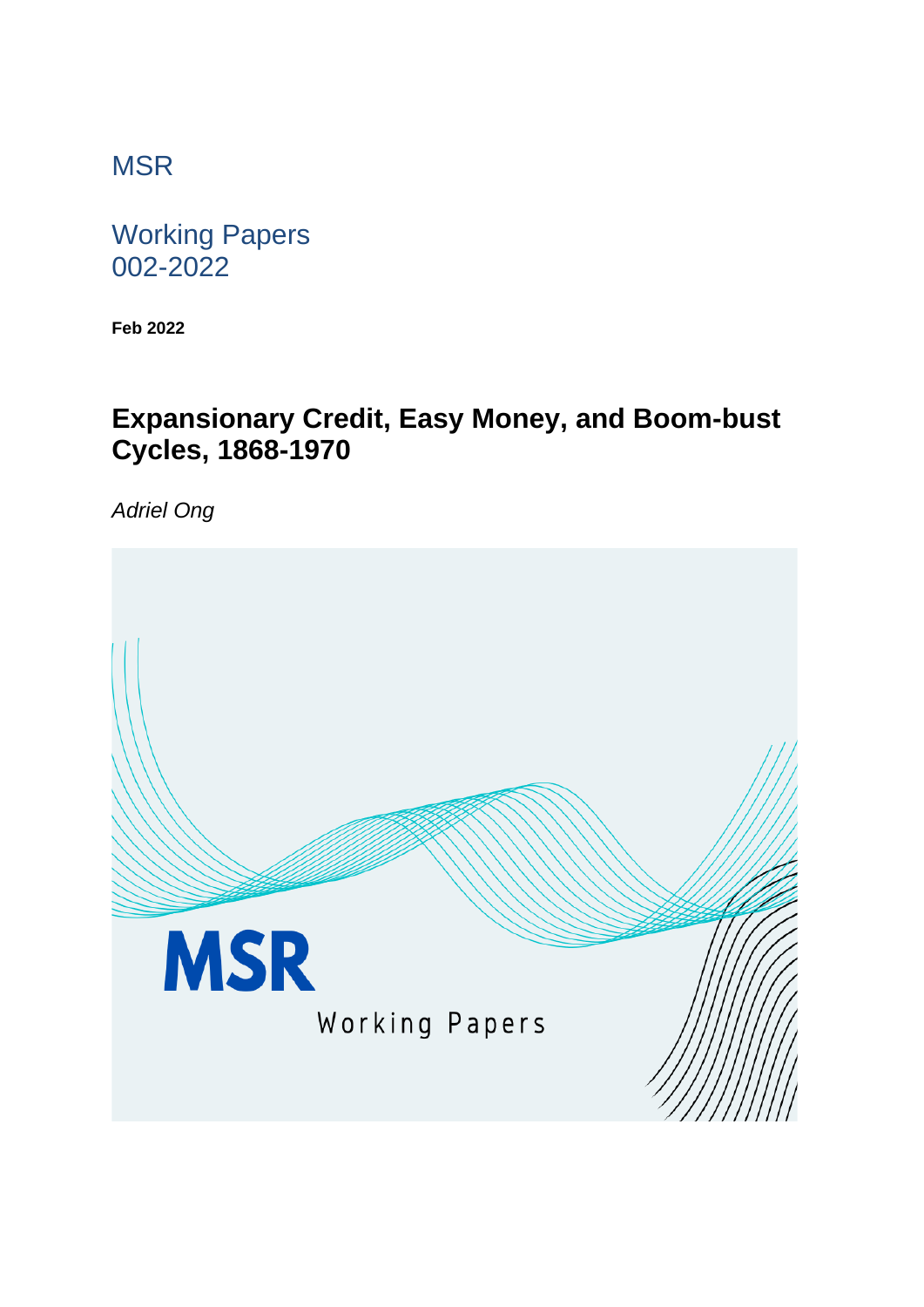MSR

Working Papers
002-2022

**Feb 2022**

# Expansionary Credit, Easy Money, and Boom-bust Cycles, 1868-1970

*Adriel Ong*

MSR

Working Papers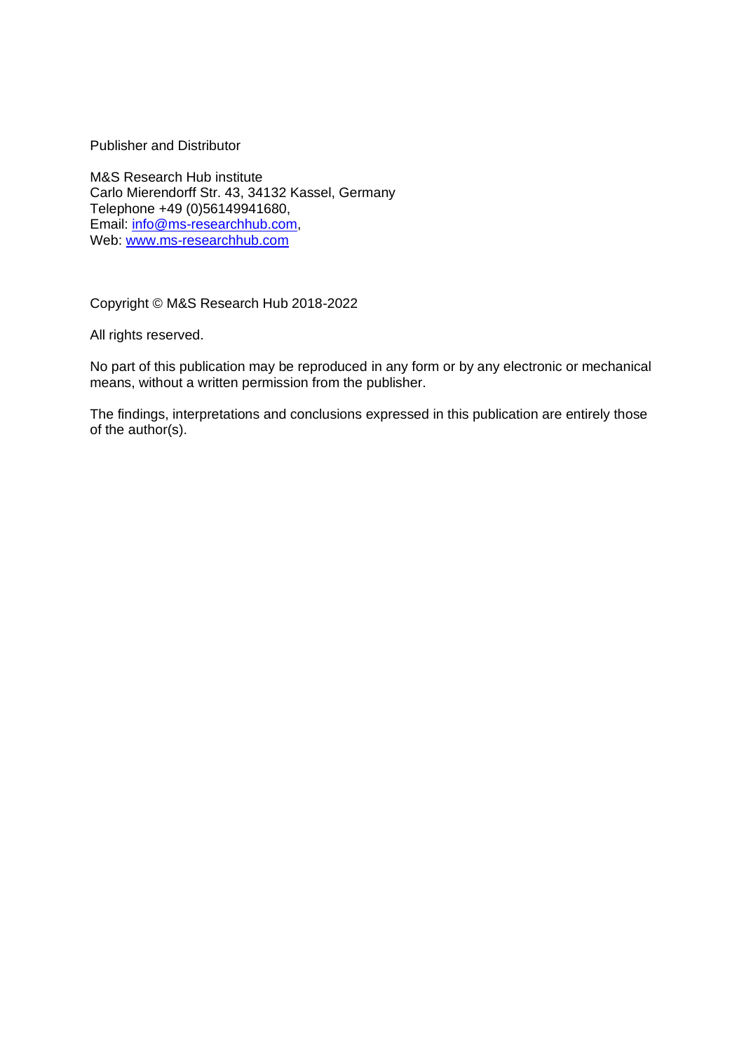Publisher and Distributor

M&S Research Hub institute
Carlo Mierendorff Str. 43, 34132 Kassel, Germany
Telephone +49 (0)56149941680,
Email: info@ms-researchhub.com,
Web: www.ms-researchhub.com

Copyright © M&S Research Hub 2018-2022

All rights reserved.

No part of this publication may be reproduced in any form or by any electronic or mechanical means, without a written permission from the publisher.

The findings, interpretations and conclusions expressed in this publication are entirely those of the author(s).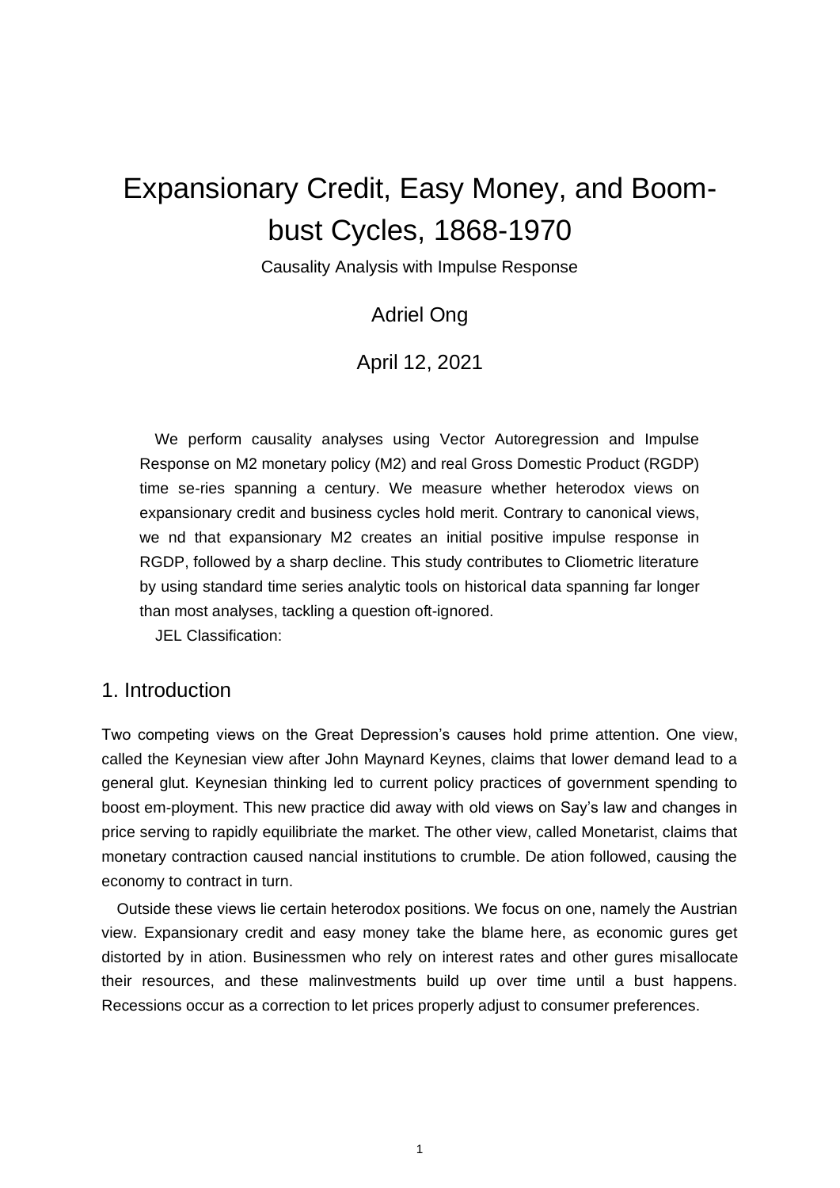# Expansionary Credit, Easy Money, and Boom-bust Cycles, 1868-1970

Causality Analysis with Impulse Response

Adriel Ong

April 12, 2021

We perform causality analyses using Vector Autoregression and Impulse Response on M2 monetary policy (M2) and real Gross Domestic Product (RGDP) time se-ries spanning a century. We measure whether heterodox views on expansionary credit and business cycles hold merit. Contrary to canonical views, we nd that expansionary M2 creates an initial positive impulse response in RGDP, followed by a sharp decline. This study contributes to Cliometric literature by using standard time series analytic tools on historical data spanning far longer than most analyses, tackling a question oft-ignored.

JEL Classification:

## 1. Introduction

Two competing views on the Great Depression's causes hold prime attention. One view, called the Keynesian view after John Maynard Keynes, claims that lower demand lead to a general glut. Keynesian thinking led to current policy practices of government spending to boost em-ployment. This new practice did away with old views on Say's law and changes in price serving to rapidly equilibriate the market. The other view, called Monetarist, claims that monetary contraction caused nancial institutions to crumble. De ation followed, causing the economy to contract in turn.

Outside these views lie certain heterodox positions. We focus on one, namely the Austrian view. Expansionary credit and easy money take the blame here, as economic gures get distorted by in ation. Businessmen who rely on interest rates and other gures misallocate their resources, and these malinvestments build up over time until a bust happens. Recessions occur as a correction to let prices properly adjust to consumer preferences.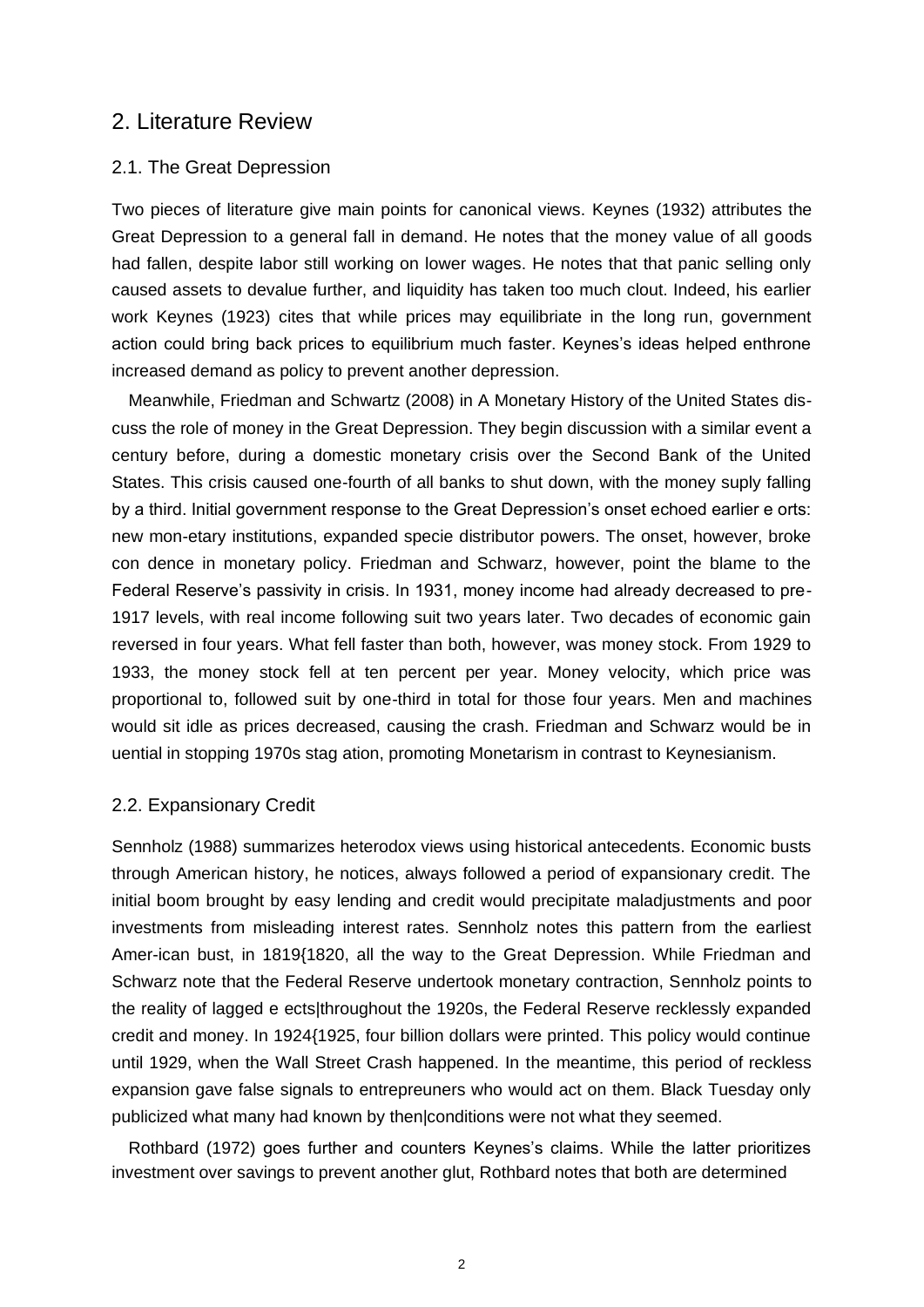## 2. Literature Review

### 2.1. The Great Depression

Two pieces of literature give main points for canonical views. Keynes (1932) attributes the Great Depression to a general fall in demand. He notes that the money value of all goods had fallen, despite labor still working on lower wages. He notes that that panic selling only caused assets to devalue further, and liquidity has taken too much clout. Indeed, his earlier work Keynes (1923) cites that while prices may equilibriate in the long run, government action could bring back prices to equilibrium much faster. Keynes's ideas helped enthrone increased demand as policy to prevent another depression.

Meanwhile, Friedman and Schwartz (2008) in A Monetary History of the United States dis-cuss the role of money in the Great Depression. They begin discussion with a similar event a century before, during a domestic monetary crisis over the Second Bank of the United States. This crisis caused one-fourth of all banks to shut down, with the money suply falling by a third. Initial government response to the Great Depression's onset echoed earlier e orts: new mon-etary institutions, expanded specie distributor powers. The onset, however, broke con dence in monetary policy. Friedman and Schwarz, however, point the blame to the Federal Reserve's passivity in crisis. In 1931, money income had already decreased to pre-1917 levels, with real income following suit two years later. Two decades of economic gain reversed in four years. What fell faster than both, however, was money stock. From 1929 to 1933, the money stock fell at ten percent per year. Money velocity, which price was proportional to, followed suit by one-third in total for those four years. Men and machines would sit idle as prices decreased, causing the crash. Friedman and Schwarz would be in uential in stopping 1970s stag ation, promoting Monetarism in contrast to Keynesianism.

### 2.2. Expansionary Credit

Sennholz (1988) summarizes heterodox views using historical antecedents. Economic busts through American history, he notices, always followed a period of expansionary credit. The initial boom brought by easy lending and credit would precipitate maladjustments and poor investments from misleading interest rates. Sennholz notes this pattern from the earliest Amer-ican bust, in 1819{1820, all the way to the Great Depression. While Friedman and Schwarz note that the Federal Reserve undertook monetary contraction, Sennholz points to the reality of lagged e ects|throughout the 1920s, the Federal Reserve recklessly expanded credit and money. In 1924{1925, four billion dollars were printed. This policy would continue until 1929, when the Wall Street Crash happened. In the meantime, this period of reckless expansion gave false signals to entrepreuners who would act on them. Black Tuesday only publicized what many had known by then|conditions were not what they seemed.

Rothbard (1972) goes further and counters Keynes's claims. While the latter prioritizes investment over savings to prevent another glut, Rothbard notes that both are determined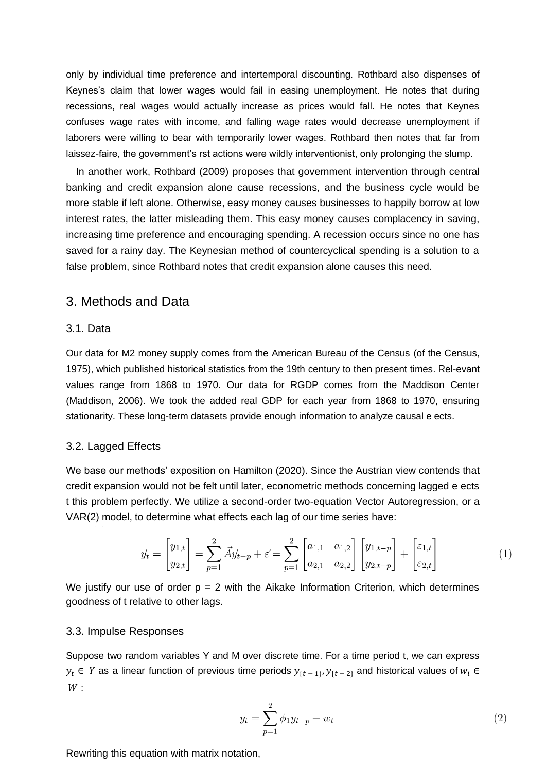only by individual time preference and intertemporal discounting. Rothbard also dispenses of Keynes's claim that lower wages would fail in easing unemployment. He notes that during recessions, real wages would actually increase as prices would fall. He notes that Keynes confuses wage rates with income, and falling wage rates would decrease unemployment if laborers were willing to bear with temporarily lower wages. Rothbard then notes that far from laissez-faire, the government's rst actions were wildly interventionist, only prolonging the slump.

In another work, Rothbard (2009) proposes that government intervention through central banking and credit expansion alone cause recessions, and the business cycle would be more stable if left alone. Otherwise, easy money causes businesses to happily borrow at low interest rates, the latter misleading them. This easy money causes complacency in saving, increasing time preference and encouraging spending. A recession occurs since no one has saved for a rainy day. The Keynesian method of countercyclical spending is a solution to a false problem, since Rothbard notes that credit expansion alone causes this need.

## 3. Methods and Data

### 3.1. Data

Our data for M2 money supply comes from the American Bureau of the Census (of the Census, 1975), which published historical statistics from the 19th century to then present times. Rel-evant values range from 1868 to 1970. Our data for RGDP comes from the Maddison Center (Maddison, 2006). We took the added real GDP for each year from 1868 to 1970, ensuring stationarity. These long-term datasets provide enough information to analyze causal e ects.

### 3.2. Lagged Effects

We base our methods' exposition on Hamilton (2020). Since the Austrian view contends that credit expansion would not be felt until later, econometric methods concerning lagged e ects t this problem perfectly. We utilize a second-order two-equation Vector Autoregression, or a VAR(2) model, to determine what effects each lag of our time series have:

$$\vec{y}_t = \begin{bmatrix} y_{1,t} \\ y_{2,t} \end{bmatrix} = \sum_{p=1}^{2} \vec{A}\vec{y}_{t-p} + \vec{\varepsilon} = \sum_{p=1}^{2} \begin{bmatrix} a_{1,1} & a_{1,2} \\ a_{2,1} & a_{2,2} \end{bmatrix} \begin{bmatrix} y_{1,t-p} \\ y_{2,t-p} \end{bmatrix} + \begin{bmatrix} \varepsilon_{1,t} \\ \varepsilon_{2,t} \end{bmatrix} \tag{1}$$

We justify our use of order p = 2 with the Aikake Information Criterion, which determines goodness of t relative to other lags.

### 3.3. Impulse Responses

Suppose two random variables Y and M over discrete time. For a time period t, we can express $y_t \in Y$ as a linear function of previous time periods $y_{\{t-1\}}, y_{\{t-2\}}$ and historical values of $w_i \in W$ :

$$y_t = \sum_{p=1}^{2} \phi_1 y_{t-p} + w_t \tag{2}$$

Rewriting this equation with matrix notation,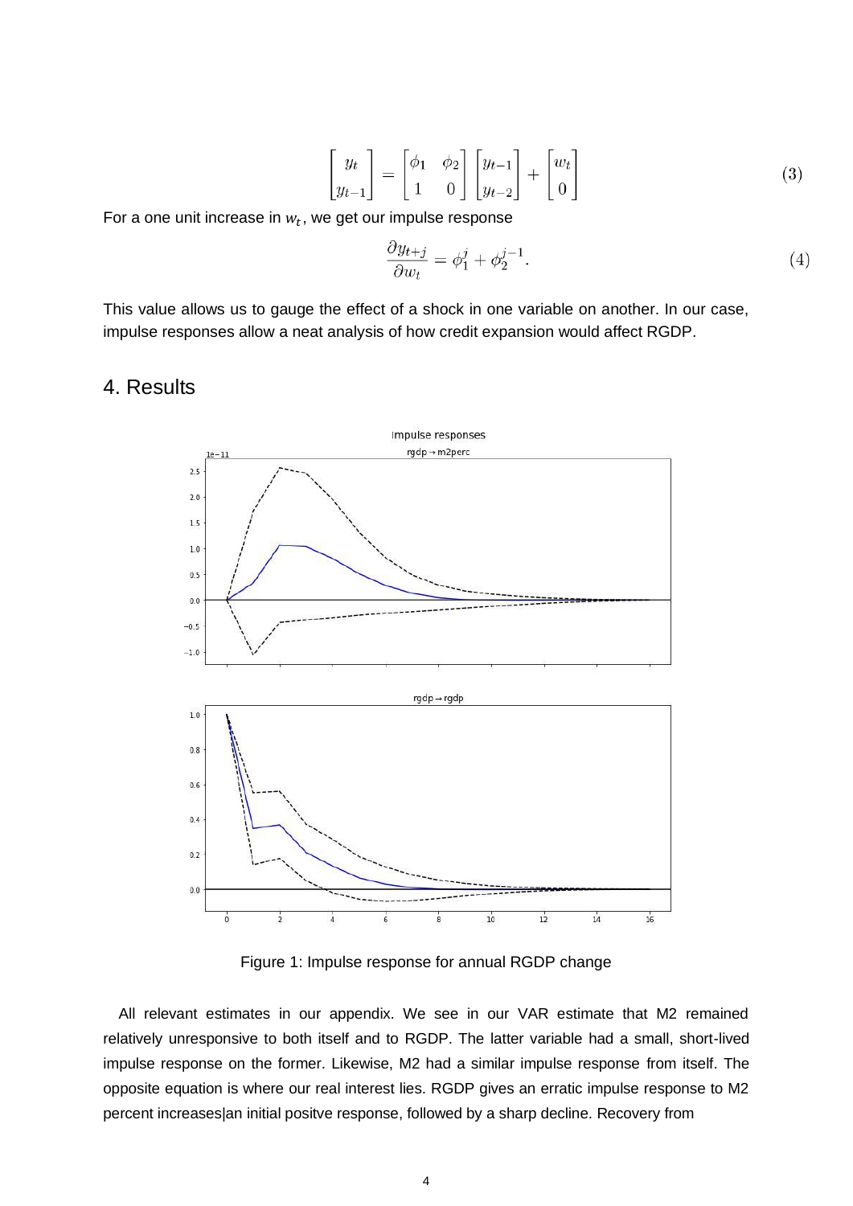$$\begin{bmatrix} y_t \\ y_{t-1} \end{bmatrix} = \begin{bmatrix} \phi_1 & \phi_2 \\ 1 & 0 \end{bmatrix} \begin{bmatrix} y_{t-1} \\ y_{t-2} \end{bmatrix} + \begin{bmatrix} w_t \\ 0 \end{bmatrix} \tag{3}$$

For a one unit increase in $w_t$, we get our impulse response

$$\frac{\partial y_{t+j}}{\partial w_t} = \phi_1^j + \phi_2^{j-1}. \tag{4}$$

This value allows us to gauge the effect of a shock in one variable on another. In our case, impulse responses allow a neat analysis of how credit expansion would affect RGDP.

## 4. Results

Figure 1: Impulse response for annual RGDP change

All relevant estimates in our appendix. We see in our VAR estimate that M2 remained relatively unresponsive to both itself and to RGDP. The latter variable had a small, short-lived impulse response on the former. Likewise, M2 had a similar impulse response from itself. The opposite equation is where our real interest lies. RGDP gives an erratic impulse response to M2 percent increases|an initial positve response, followed by a sharp decline. Recovery from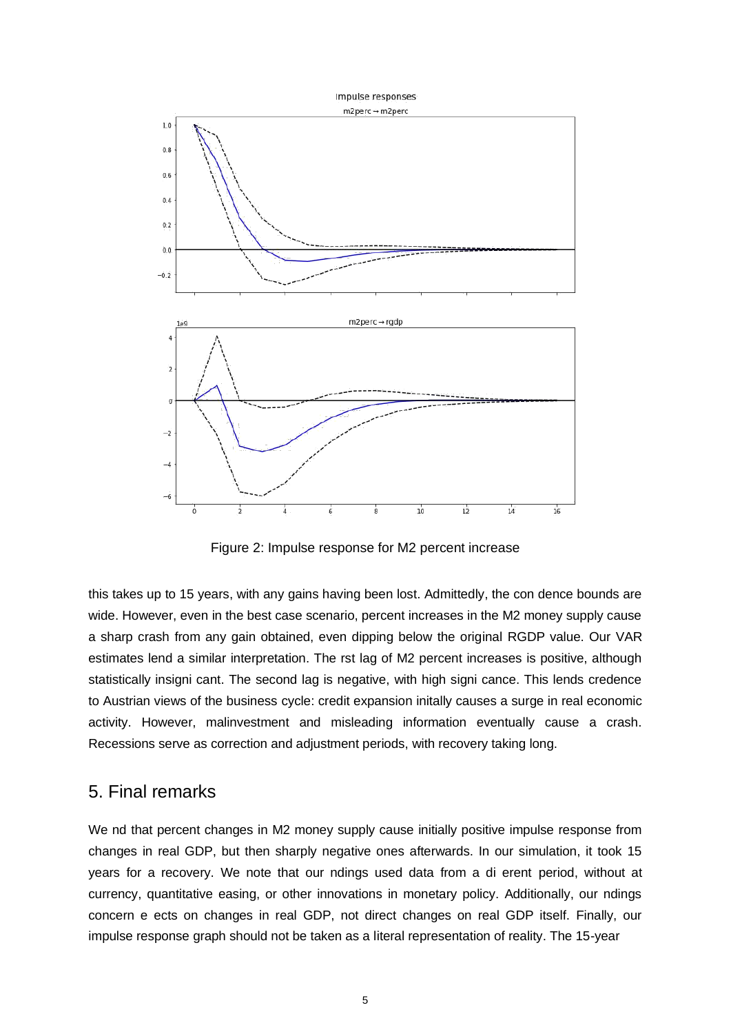Figure 2: Impulse response for M2 percent increase

this takes up to 15 years, with any gains having been lost. Admittedly, the con dence bounds are wide. However, even in the best case scenario, percent increases in the M2 money supply cause a sharp crash from any gain obtained, even dipping below the original RGDP value. Our VAR estimates lend a similar interpretation. The rst lag of M2 percent increases is positive, although statistically insigni cant. The second lag is negative, with high signi cance. This lends credence to Austrian views of the business cycle: credit expansion initally causes a surge in real economic activity. However, malinvestment and misleading information eventually cause a crash. Recessions serve as correction and adjustment periods, with recovery taking long.

## 5. Final remarks

We nd that percent changes in M2 money supply cause initially positive impulse response from changes in real GDP, but then sharply negative ones afterwards. In our simulation, it took 15 years for a recovery. We note that our ndings used data from a di erent period, without at currency, quantitative easing, or other innovations in monetary policy. Additionally, our ndings concern e ects on changes in real GDP, not direct changes on real GDP itself. Finally, our impulse response graph should not be taken as a literal representation of reality. The 15-year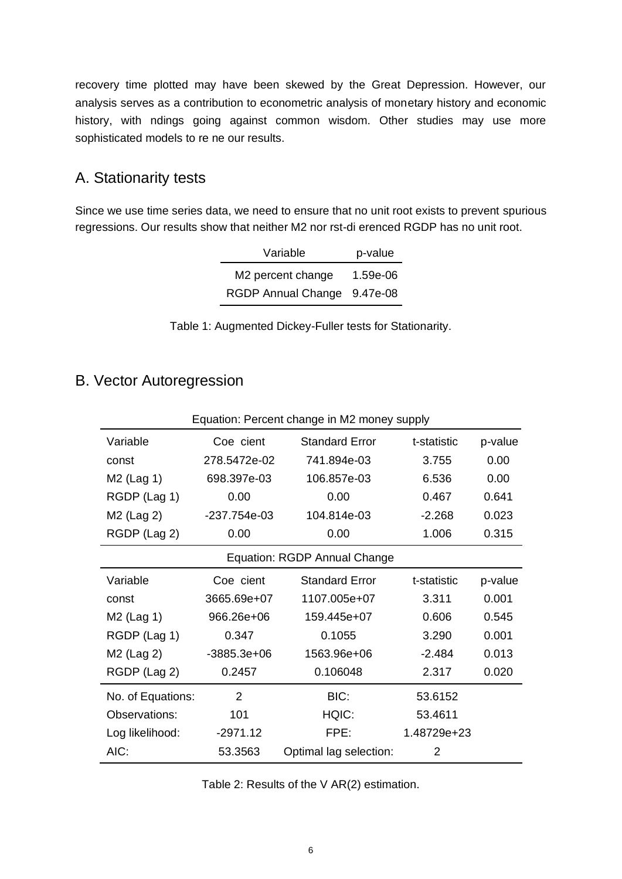recovery time plotted may have been skewed by the Great Depression. However, our analysis serves as a contribution to econometric analysis of monetary history and economic history, with ndings going against common wisdom. Other studies may use more sophisticated models to re ne our results.

## A. Stationarity tests

Since we use time series data, we need to ensure that no unit root exists to prevent spurious regressions. Our results show that neither M2 nor rst-di erenced RGDP has no unit root.

| Variable | p-value |
|---|---|
| M2 percent change | 1.59e-06 |
| RGDP Annual Change | 9.47e-08 |

Table 1: Augmented Dickey-Fuller tests for Stationarity.

## B. Vector Autoregression

| Equation: Percent change in M2 money supply | | | | |
|---|---|---|---|---|
| Variable | Coe cient | Standard Error | t-statistic | p-value |
| const | 278.5472e-02 | 741.894e-03 | 3.755 | 0.00 |
| M2 (Lag 1) | 698.397e-03 | 106.857e-03 | 6.536 | 0.00 |
| RGDP (Lag 1) | 0.00 | 0.00 | 0.467 | 0.641 |
| M2 (Lag 2) | -237.754e-03 | 104.814e-03 | -2.268 | 0.023 |
| RGDP (Lag 2) | 0.00 | 0.00 | 1.006 | 0.315 |
| Equation: RGDP Annual Change | | | | |
| Variable | Coe cient | Standard Error | t-statistic | p-value |
| const | 3665.69e+07 | 1107.005e+07 | 3.311 | 0.001 |
| M2 (Lag 1) | 966.26e+06 | 159.445e+07 | 0.606 | 0.545 |
| RGDP (Lag 1) | 0.347 | 0.1055 | 3.290 | 0.001 |
| M2 (Lag 2) | -3885.3e+06 | 1563.96e+06 | -2.484 | 0.013 |
| RGDP (Lag 2) | 0.2457 | 0.106048 | 2.317 | 0.020 |
| No. of Equations: | 2 | BIC: | 53.6152 | |
| Observations: | 101 | HQIC: | 53.4611 | |
| Log likelihood: | -2971.12 | FPE: | 1.48729e+23 | |
| AIC: | 53.3563 | Optimal lag selection: | 2 | |

Table 2: Results of the V AR(2) estimation.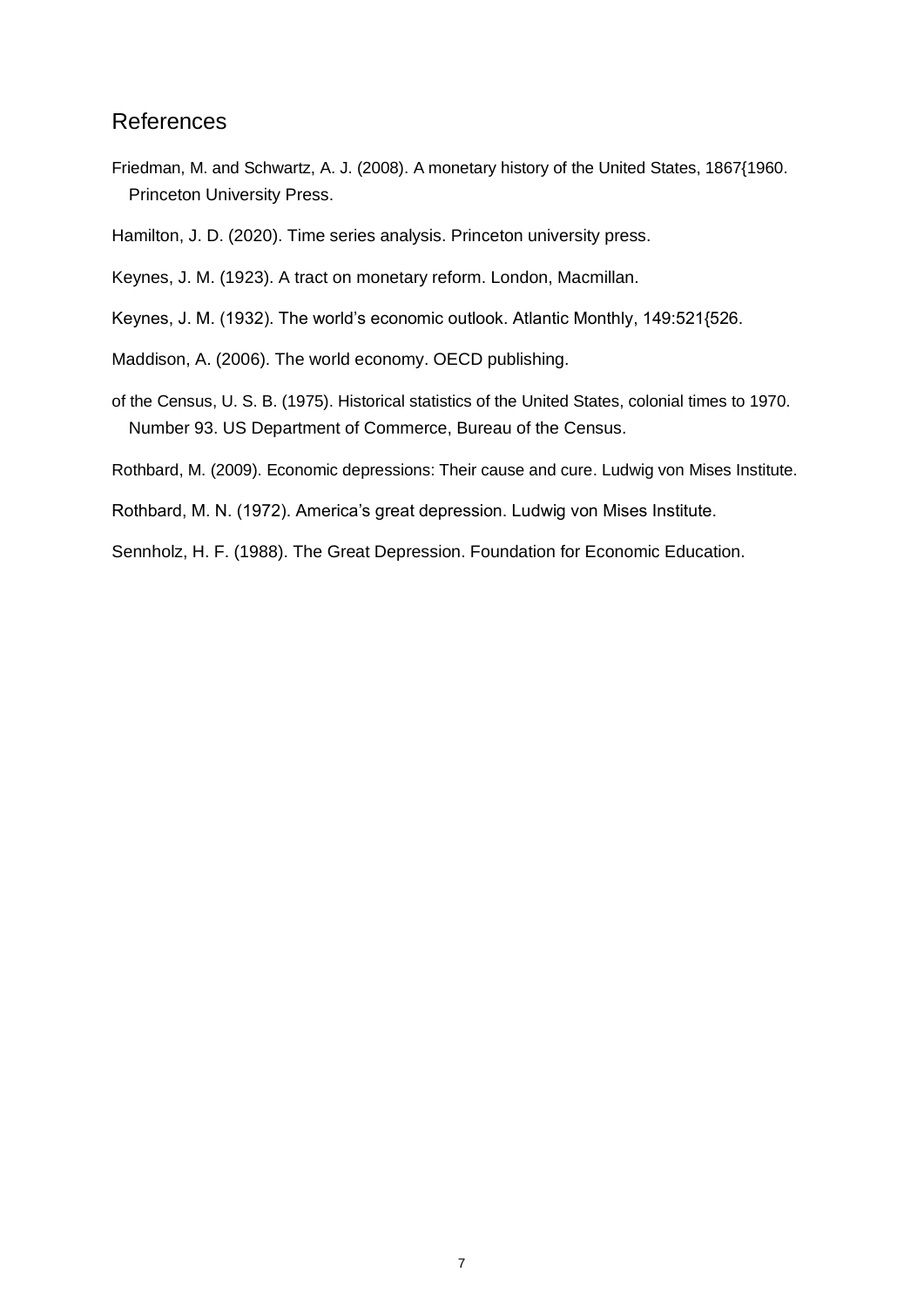## References

Friedman, M. and Schwartz, A. J. (2008). A monetary history of the United States, 1867{1960. Princeton University Press.

Hamilton, J. D. (2020). Time series analysis. Princeton university press.

Keynes, J. M. (1923). A tract on monetary reform. London, Macmillan.

Keynes, J. M. (1932). The world's economic outlook. Atlantic Monthly, 149:521{526.

Maddison, A. (2006). The world economy. OECD publishing.

of the Census, U. S. B. (1975). Historical statistics of the United States, colonial times to 1970. Number 93. US Department of Commerce, Bureau of the Census.

Rothbard, M. (2009). Economic depressions: Their cause and cure. Ludwig von Mises Institute.

Rothbard, M. N. (1972). America's great depression. Ludwig von Mises Institute.

Sennholz, H. F. (1988). The Great Depression. Foundation for Economic Education.